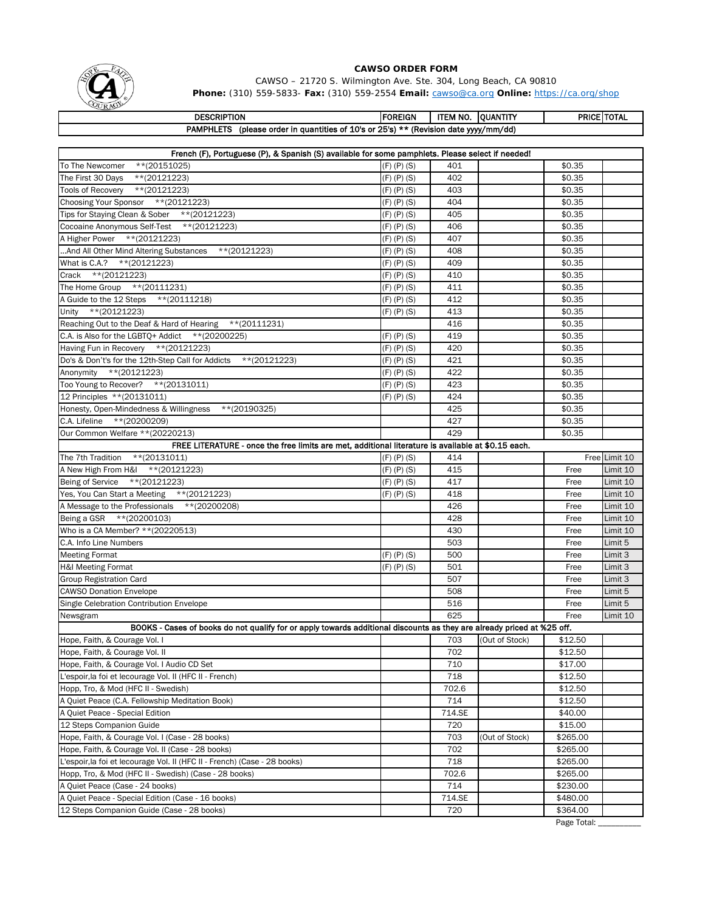# CAWSO ORDER FORM

CAWSO – 21720 S. Wilmington Ave. Ste. 304, Long Beach, CA 90810

**Phone:** (310) 559-5833- **Fax:** (310) 559-2554 **Email:** cawso@ca.org **Online:** https://ca.org/shop

| DESCRIPTION | FOREIGN | ITEM NO. | QUANTITY | PRICE | TOTAL |
|---|---|---|---|---|---|
| **PAMPHLETS (please order in quantities of 10's or 25's) ** (Revision date yyyy/mm/dd)** | | | | | |
| **French (F), Portuguese (P), & Spanish (S) available for some pamphlets. Please select if needed!** | | | | | |
| To The Newcomer **(20151025) | (F) (P) (S) | 401 | | $0.35 | |
| The First 30 Days **(20121223) | (F) (P) (S) | 402 | | $0.35 | |
| Tools of Recovery **(20121223) | (F) (P) (S) | 403 | | $0.35 | |
| Choosing Your Sponsor **(20121223) | (F) (P) (S) | 404 | | $0.35 | |
| Tips for Staying Clean & Sober **(20121223) | (F) (P) (S) | 405 | | $0.35 | |
| Cocoaine Anonymous Self-Test **(20121223) | (F) (P) (S) | 406 | | $0.35 | |
| A Higher Power **(20121223) | (F) (P) (S) | 407 | | $0.35 | |
| ...And All Other Mind Altering Substances **(20121223) | (F) (P) (S) | 408 | | $0.35 | |
| What is C.A.? **(20121223) | (F) (P) (S) | 409 | | $0.35 | |
| Crack **(20121223) | (F) (P) (S) | 410 | | $0.35 | |
| The Home Group **(20111231) | (F) (P) (S) | 411 | | $0.35 | |
| A Guide to the 12 Steps **(20111218) | (F) (P) (S) | 412 | | $0.35 | |
| Unity **(20121223) | (F) (P) (S) | 413 | | $0.35 | |
| Reaching Out to the Deaf & Hard of Hearing **(20111231) | | 416 | | $0.35 | |
| C.A. is Also for the LGBTQ+ Addict **(20200225) | (F) (P) (S) | 419 | | $0.35 | |
| Having Fun in Recovery **(20121223) | (F) (P) (S) | 420 | | $0.35 | |
| Do's & Don't's for the 12th-Step Call for Addicts **(20121223) | (F) (P) (S) | 421 | | $0.35 | |
| Anonymity **(20121223) | (F) (P) (S) | 422 | | $0.35 | |
| Too Young to Recover? **(20131011) | (F) (P) (S) | 423 | | $0.35 | |
| 12 Principles **(20131011) | (F) (P) (S) | 424 | | $0.35 | |
| Honesty, Open-Mindedness & Willingness **(20190325) | | 425 | | $0.35 | |
| C.A. Lifeline **(20200209) | | 427 | | $0.35 | |
| Our Common Welfare **(20220213) | | 429 | | $0.35 | |
| **FREE LITERATURE - once the free limits are met, additional literature is available at $0.15 each.** | | | | | |
| The 7th Tradition **(20131011) | (F) (P) (S) | 414 | | Free | Limit 10 |
| A New High From H&I **(20121223) | (F) (P) (S) | 415 | | Free | Limit 10 |
| Being of Service **(20121223) | (F) (P) (S) | 417 | | Free | Limit 10 |
| Yes, You Can Start a Meeting **(20121223) | (F) (P) (S) | 418 | | Free | Limit 10 |
| A Message to the Professionals **(20200208) | | 426 | | Free | Limit 10 |
| Being a GSR **(20200103) | | 428 | | Free | Limit 10 |
| Who is a CA Member? **(20220513) | | 430 | | Free | Limit 10 |
| C.A. Info Line Numbers | | 503 | | Free | Limit 5 |
| Meeting Format | (F) (P) (S) | 500 | | Free | Limit 3 |
| H&I Meeting Format | (F) (P) (S) | 501 | | Free | Limit 3 |
| Group Registration Card | | 507 | | Free | Limit 3 |
| CAWSO Donation Envelope | | 508 | | Free | Limit 5 |
| Single Celebration Contribution Envelope | | 516 | | Free | Limit 5 |
| Newsgram | | 625 | | Free | Limit 10 |
| **BOOKS - Cases of books do not qualify for or apply towards additional discounts as they are already priced at %25 off.** | | | | | |
| Hope, Faith, & Courage Vol. I | | 703 | (Out of Stock) | $12.50 | |
| Hope, Faith, & Courage Vol. II | | 702 | | $12.50 | |
| Hope, Faith, & Courage Vol. I Audio CD Set | | 710 | | $17.00 | |
| L'espoir,la foi et lecourage Vol. II (HFC II - French) | | 718 | | $12.50 | |
| Hopp, Tro, & Mod (HFC II - Swedish) | | 702.6 | | $12.50 | |
| A Quiet Peace (C.A. Fellowship Meditation Book) | | 714 | | $12.50 | |
| A Quiet Peace - Special Edition | | 714.SE | | $40.00 | |
| 12 Steps Companion Guide | | 720 | | $15.00 | |
| Hope, Faith, & Courage Vol. I (Case - 28 books) | | 703 | (Out of Stock) | $265.00 | |
| Hope, Faith, & Courage Vol. II (Case - 28 books) | | 702 | | $265.00 | |
| L'espoir,la foi et lecourage Vol. II (HFC II - French) (Case - 28 books) | | 718 | | $265.00 | |
| Hopp, Tro, & Mod (HFC II - Swedish) (Case - 28 books) | | 702.6 | | $265.00 | |
| A Quiet Peace (Case - 24 books) | | 714 | | $230.00 | |
| A Quiet Peace - Special Edition (Case - 16 books) | | 714.SE | | $480.00 | |
| 12 Steps Companion Guide (Case - 28 books) | | 720 | | $364.00 | |

Page Total: __________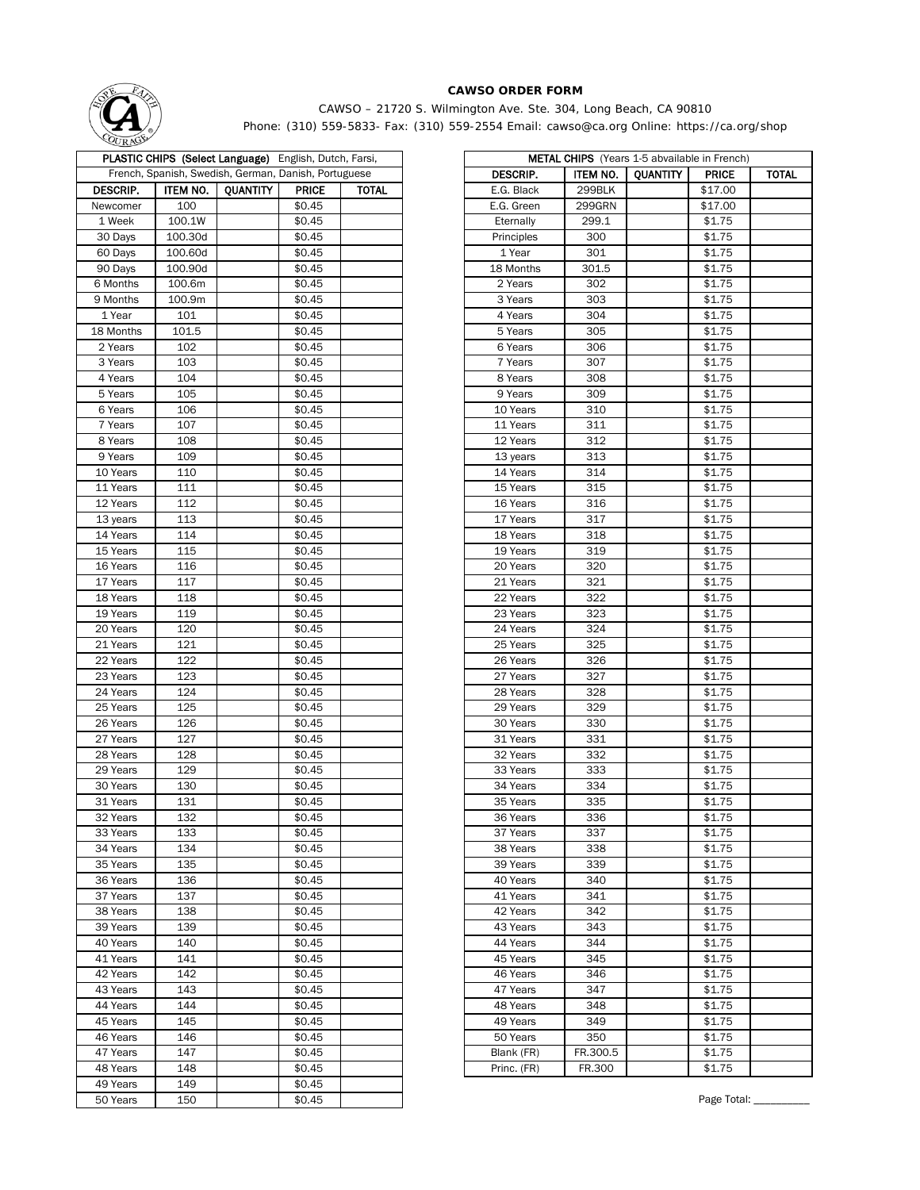# CAWSO ORDER FORM

CAWSO – 21720 S. Wilmington Ave. Ste. 304, Long Beach, CA 90810
Phone: (310) 559-5833- Fax: (310) 559-2554 Email: cawso@ca.org Online: https://ca.org/shop

| **PLASTIC CHIPS (Select Language)** English, Dutch, Farsi, French, Spanish, Swedish, German, Danish, Portuguese | | | | |
|---|---|---|---|---|
| **DESCRIP.** | **ITEM NO.** | **QUANTITY** | **PRICE** | **TOTAL** |
| Newcomer | 100 | | $0.45 | |
| 1 Week | 100.1W | | $0.45 | |
| 30 Days | 100.30d | | $0.45 | |
| 60 Days | 100.60d | | $0.45 | |
| 90 Days | 100.90d | | $0.45 | |
| 6 Months | 100.6m | | $0.45 | |
| 9 Months | 100.9m | | $0.45 | |
| 1 Year | 101 | | $0.45 | |
| 18 Months | 101.5 | | $0.45 | |
| 2 Years | 102 | | $0.45 | |
| 3 Years | 103 | | $0.45 | |
| 4 Years | 104 | | $0.45 | |
| 5 Years | 105 | | $0.45 | |
| 6 Years | 106 | | $0.45 | |
| 7 Years | 107 | | $0.45 | |
| 8 Years | 108 | | $0.45 | |
| 9 Years | 109 | | $0.45 | |
| 10 Years | 110 | | $0.45 | |
| 11 Years | 111 | | $0.45 | |
| 12 Years | 112 | | $0.45 | |
| 13 years | 113 | | $0.45 | |
| 14 Years | 114 | | $0.45 | |
| 15 Years | 115 | | $0.45 | |
| 16 Years | 116 | | $0.45 | |
| 17 Years | 117 | | $0.45 | |
| 18 Years | 118 | | $0.45 | |
| 19 Years | 119 | | $0.45 | |
| 20 Years | 120 | | $0.45 | |
| 21 Years | 121 | | $0.45 | |
| 22 Years | 122 | | $0.45 | |
| 23 Years | 123 | | $0.45 | |
| 24 Years | 124 | | $0.45 | |
| 25 Years | 125 | | $0.45 | |
| 26 Years | 126 | | $0.45 | |
| 27 Years | 127 | | $0.45 | |
| 28 Years | 128 | | $0.45 | |
| 29 Years | 129 | | $0.45 | |
| 30 Years | 130 | | $0.45 | |
| 31 Years | 131 | | $0.45 | |
| 32 Years | 132 | | $0.45 | |
| 33 Years | 133 | | $0.45 | |
| 34 Years | 134 | | $0.45 | |
| 35 Years | 135 | | $0.45 | |
| 36 Years | 136 | | $0.45 | |
| 37 Years | 137 | | $0.45 | |
| 38 Years | 138 | | $0.45 | |
| 39 Years | 139 | | $0.45 | |
| 40 Years | 140 | | $0.45 | |
| 41 Years | 141 | | $0.45 | |
| 42 Years | 142 | | $0.45 | |
| 43 Years | 143 | | $0.45 | |
| 44 Years | 144 | | $0.45 | |
| 45 Years | 145 | | $0.45 | |
| 46 Years | 146 | | $0.45 | |
| 47 Years | 147 | | $0.45 | |
| 48 Years | 148 | | $0.45 | |
| 49 Years | 149 | | $0.45 | |
| 50 Years | 150 | | $0.45 | |

| **METAL CHIPS** (Years 1-5 abvailable in French) | | | | |
|---|---|---|---|---|
| **DESCRIP.** | **ITEM NO.** | **QUANTITY** | **PRICE** | **TOTAL** |
| E.G. Black | 299BLK | | $17.00 | |
| E.G. Green | 299GRN | | $17.00 | |
| Eternally | 299.1 | | $1.75 | |
| Principles | 300 | | $1.75 | |
| 1 Year | 301 | | $1.75 | |
| 18 Months | 301.5 | | $1.75 | |
| 2 Years | 302 | | $1.75 | |
| 3 Years | 303 | | $1.75 | |
| 4 Years | 304 | | $1.75 | |
| 5 Years | 305 | | $1.75 | |
| 6 Years | 306 | | $1.75 | |
| 7 Years | 307 | | $1.75 | |
| 8 Years | 308 | | $1.75 | |
| 9 Years | 309 | | $1.75 | |
| 10 Years | 310 | | $1.75 | |
| 11 Years | 311 | | $1.75 | |
| 12 Years | 312 | | $1.75 | |
| 13 years | 313 | | $1.75 | |
| 14 Years | 314 | | $1.75 | |
| 15 Years | 315 | | $1.75 | |
| 16 Years | 316 | | $1.75 | |
| 17 Years | 317 | | $1.75 | |
| 18 Years | 318 | | $1.75 | |
| 19 Years | 319 | | $1.75 | |
| 20 Years | 320 | | $1.75 | |
| 21 Years | 321 | | $1.75 | |
| 22 Years | 322 | | $1.75 | |
| 23 Years | 323 | | $1.75 | |
| 24 Years | 324 | | $1.75 | |
| 25 Years | 325 | | $1.75 | |
| 26 Years | 326 | | $1.75 | |
| 27 Years | 327 | | $1.75 | |
| 28 Years | 328 | | $1.75 | |
| 29 Years | 329 | | $1.75 | |
| 30 Years | 330 | | $1.75 | |
| 31 Years | 331 | | $1.75 | |
| 32 Years | 332 | | $1.75 | |
| 33 Years | 333 | | $1.75 | |
| 34 Years | 334 | | $1.75 | |
| 35 Years | 335 | | $1.75 | |
| 36 Years | 336 | | $1.75 | |
| 37 Years | 337 | | $1.75 | |
| 38 Years | 338 | | $1.75 | |
| 39 Years | 339 | | $1.75 | |
| 40 Years | 340 | | $1.75 | |
| 41 Years | 341 | | $1.75 | |
| 42 Years | 342 | | $1.75 | |
| 43 Years | 343 | | $1.75 | |
| 44 Years | 344 | | $1.75 | |
| 45 Years | 345 | | $1.75 | |
| 46 Years | 346 | | $1.75 | |
| 47 Years | 347 | | $1.75 | |
| 48 Years | 348 | | $1.75 | |
| 49 Years | 349 | | $1.75 | |
| 50 Years | 350 | | $1.75 | |
| Blank (FR) | FR.300.5 | | $1.75 | |
| Princ. (FR) | FR.300 | | $1.75 | |

Page Total: __________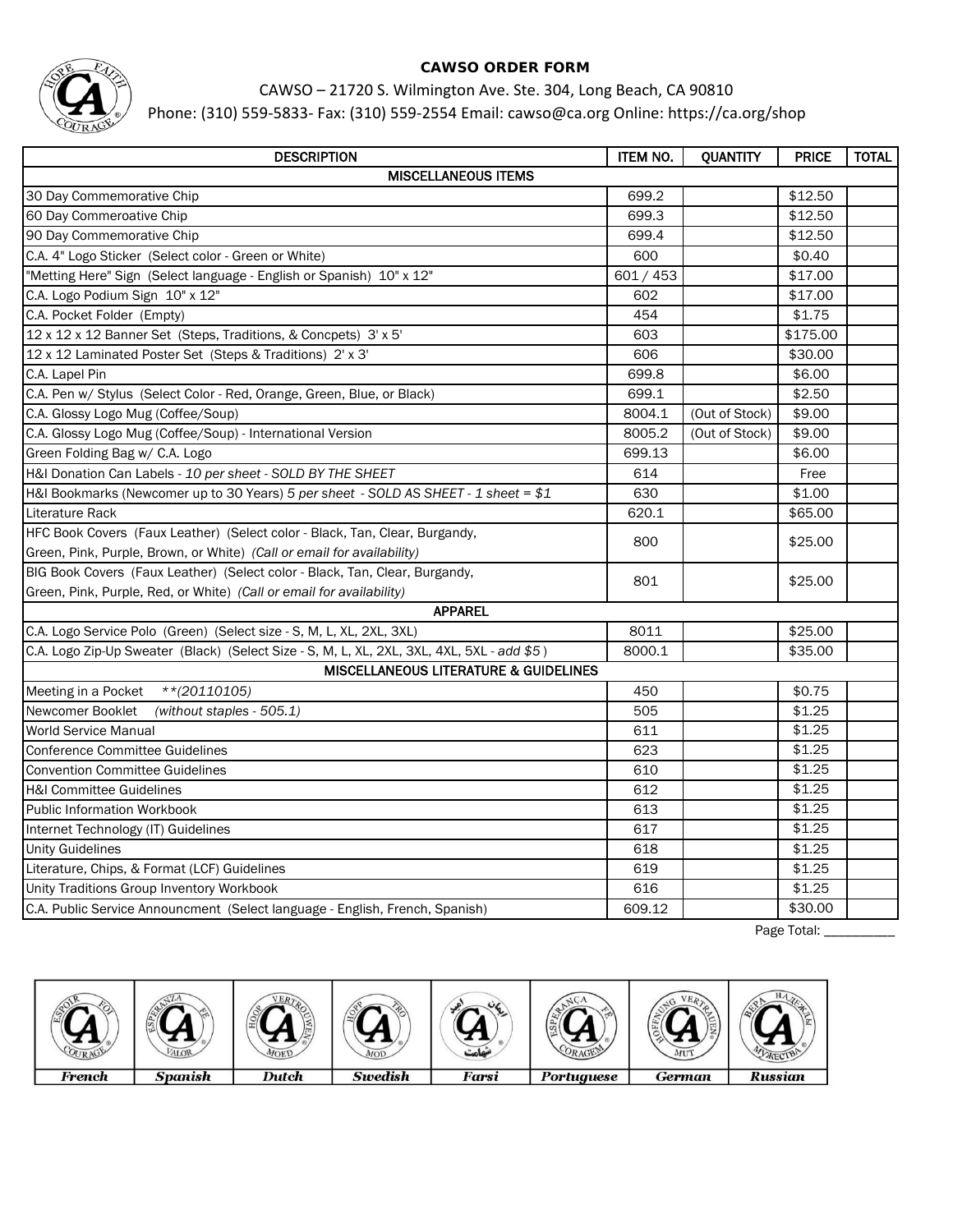**CAWSO ORDER FORM**

CAWSO – 21720 S. Wilmington Ave. Ste. 304, Long Beach, CA 90810

Phone: (310) 559-5833- Fax: (310) 559-2554 Email: cawso@ca.org Online: https://ca.org/shop

| DESCRIPTION | ITEM NO. | QUANTITY | PRICE | TOTAL |
|---|---|---|---|---|
| **MISCELLANEOUS ITEMS** | | | | |
| 30 Day Commemorative Chip | 699.2 | | $12.50 | |
| 60 Day Commeroative Chip | 699.3 | | $12.50 | |
| 90 Day Commemorative Chip | 699.4 | | $12.50 | |
| C.A. 4" Logo Sticker (Select color - Green or White) | 600 | | $0.40 | |
| "Metting Here" Sign (Select language - English or Spanish) 10" x 12" | 601 / 453 | | $17.00 | |
| C.A. Logo Podium Sign 10" x 12" | 602 | | $17.00 | |
| C.A. Pocket Folder (Empty) | 454 | | $1.75 | |
| 12 x 12 x 12 Banner Set (Steps, Traditions, & Concpets) 3' x 5' | 603 | | $175.00 | |
| 12 x 12 Laminated Poster Set (Steps & Traditions) 2' x 3' | 606 | | $30.00 | |
| C.A. Lapel Pin | 699.8 | | $6.00 | |
| C.A. Pen w/ Stylus (Select Color - Red, Orange, Green, Blue, or Black) | 699.1 | | $2.50 | |
| C.A. Glossy Logo Mug (Coffee/Soup) | 8004.1 | (Out of Stock) | $9.00 | |
| C.A. Glossy Logo Mug (Coffee/Soup) - International Version | 8005.2 | (Out of Stock) | $9.00 | |
| Green Folding Bag w/ C.A. Logo | 699.13 | | $6.00 | |
| H&I Donation Can Labels - *10 per sheet - SOLD BY THE SHEET* | 614 | | Free | |
| H&I Bookmarks (Newcomer up to 30 Years) *5 per sheet - SOLD AS SHEET - 1 sheet = $1* | 630 | | $1.00 | |
| Literature Rack | 620.1 | | $65.00 | |
| HFC Book Covers (Faux Leather) (Select color - Black, Tan, Clear, Burgandy, Green, Pink, Purple, Brown, or White) *(Call or email for availability)* | 800 | | $25.00 | |
| BIG Book Covers (Faux Leather) (Select color - Black, Tan, Clear, Burgandy, Green, Pink, Purple, Red, or White) *(Call or email for availability)* | 801 | | $25.00 | |
| **APPAREL** | | | | |
| C.A. Logo Service Polo (Green) (Select size - S, M, L, XL, 2XL, 3XL) | 8011 | | $25.00 | |
| C.A. Logo Zip-Up Sweater (Black) (Select Size - S, M, L, XL, 2XL, 3XL, 4XL, 5XL - *add $5* ) | 8000.1 | | $35.00 | |
| **MISCELLANEOUS LITERATURE & GUIDELINES** | | | | |
| Meeting in a Pocket *\*\*(20110105)* | 450 | | $0.75 | |
| Newcomer Booklet *(without staples - 505.1)* | 505 | | $1.25 | |
| World Service Manual | 611 | | $1.25 | |
| Conference Committee Guidelines | 623 | | $1.25 | |
| Convention Committee Guidelines | 610 | | $1.25 | |
| H&I Committee Guidelines | 612 | | $1.25 | |
| Public Information Workbook | 613 | | $1.25 | |
| Internet Technology (IT) Guidelines | 617 | | $1.25 | |
| Unity Guidelines | 618 | | $1.25 | |
| Literature, Chips, & Format (LCF) Guidelines | 619 | | $1.25 | |
| Unity Traditions Group Inventory Workbook | 616 | | $1.25 | |
| C.A. Public Service Announcment (Select language - English, French, Spanish) | 609.12 | | $30.00 | |

Page Total: __________

| French | Spanish | Dutch | Swedish | Farsi | Portuguese | German | Russian |
|---|---|---|---|---|---|---|---|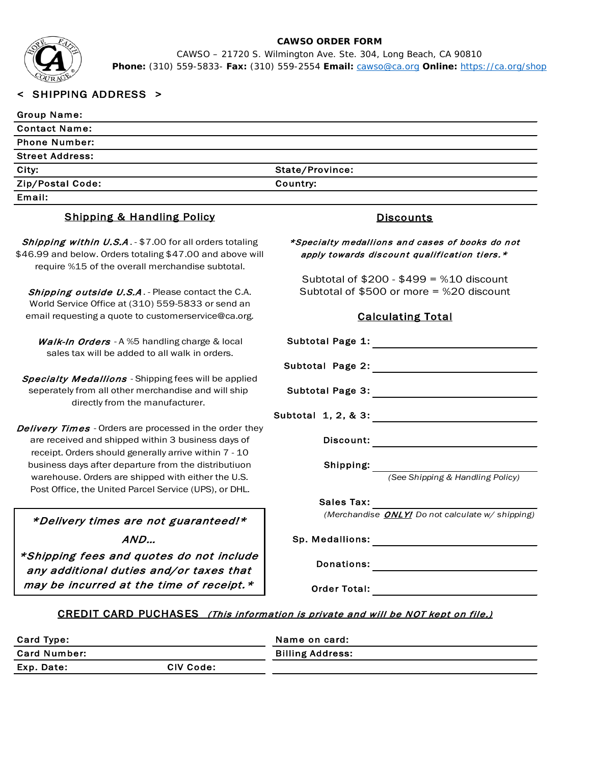# CAWSO ORDER FORM

CAWSO – 21720 S. Wilmington Ave. Ste. 304, Long Beach, CA 90810
**Phone:** (310) 559-5833- **Fax:** (310) 559-2554 **Email:** cawso@ca.org **Online:** https://ca.org/shop

## < SHIPPING ADDRESS >

| | |
|---|---|
| **Group Name:** | |
| **Contact Name:** | |
| **Phone Number:** | |
| **Street Address:** | |
| **City:** | **State/Province:** |
| **Zip/Postal Code:** | **Country:** |
| **Email:** | |

### Shipping & Handling Policy

***Shipping within U.S.A.*** - $7.00 for all orders totaling $46.99 and below. Orders totaling $47.00 and above will require %15 of the overall merchandise subtotal.

***Shipping outside U.S.A.*** - Please contact the C.A. World Service Office at (310) 559-5833 or send an email requesting a quote to customerservice@ca.org.

***Walk-In Orders*** - A %5 handling charge & local sales tax will be added to all walk in orders.

***Specialty Medallions*** - Shipping fees will be applied seperately from all other merchandise and will ship directly from the manufacturer.

***Delivery Times*** - Orders are processed in the order they are received and shipped within 3 business days of receipt. Orders should generally arrive within 7 - 10 business days after departure from the distributiuon warehouse. Orders are shipped with either the U.S. Post Office, the United Parcel Service (UPS), or DHL.

> *\*Delivery times are not guaranteed!\**
>
> *AND...*
>
> *\*Shipping fees and quotes do not include any additional duties and/or taxes that may be incurred at the time of receipt.\**

### Discounts

*\*Specialty medallions and cases of books do not apply towards discount qualification tiers.\**

Subtotal of $200 - $499 = %10 discount
Subtotal of $500 or more = %20 discount

### Calculating Total

| | |
|---|---|
| **Subtotal Page 1:** | |
| **Subtotal Page 2:** | |
| **Subtotal Page 3:** | |
| **Subtotal 1, 2, & 3:** | |
| **Discount:** | |
| **Shipping:** | *(See Shipping & Handling Policy)* |
| **Sales Tax:** | *(Merchandise **ONLY!** Do not calculate w/ shipping)* |
| **Sp. Medallions:** | |
| **Donations:** | |
| **Order Total:** | |

### CREDIT CARD PUCHASES *(This information is private and will be NOT kept on file.)*

| | | |
|---|---|---|
| **Card Type:** | | **Name on card:** |
| **Card Number:** | | **Billing Address:** |
| **Exp. Date:** | **CIV Code:** | |